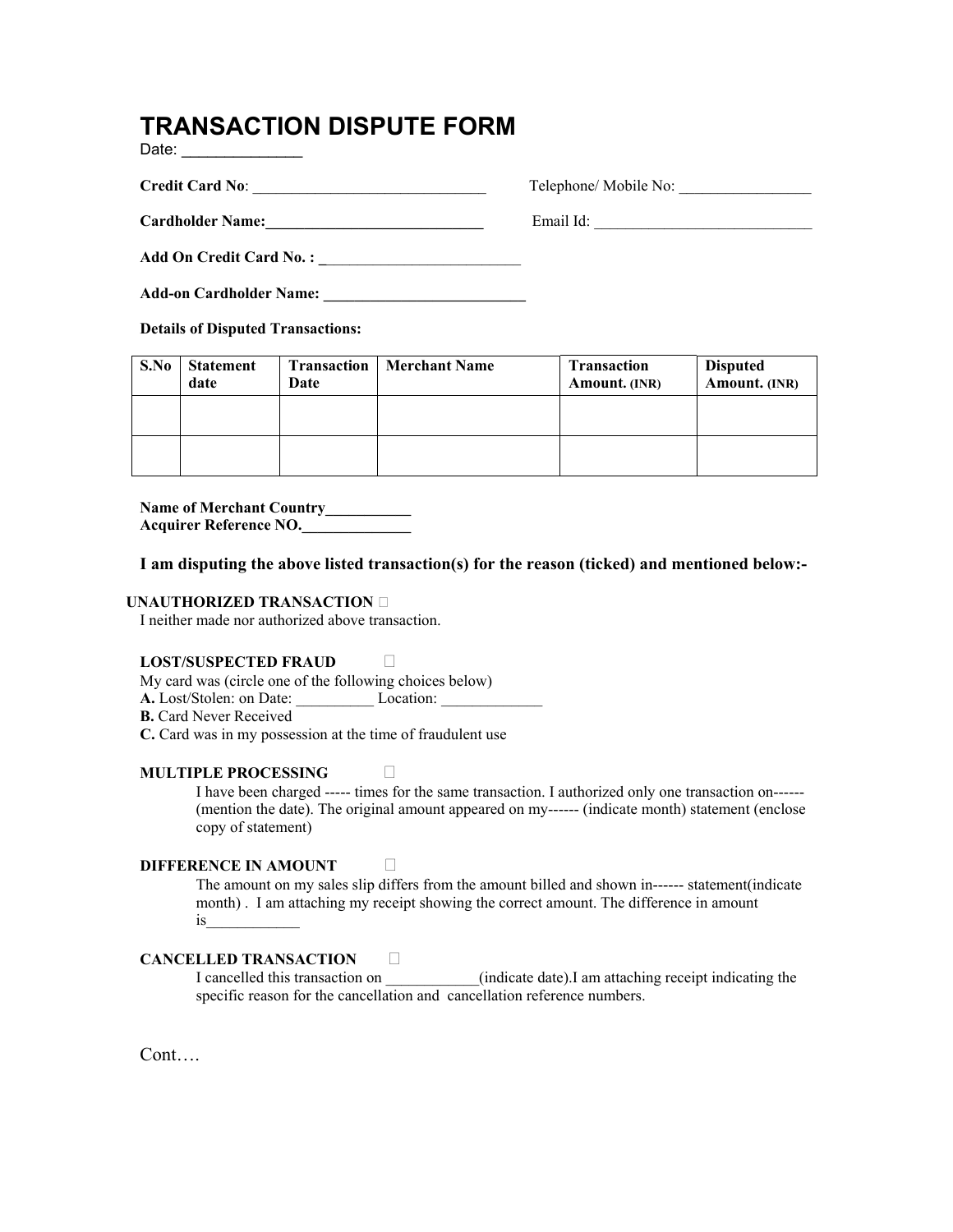# TRANSACTION DISPUTE FORM

Date: ______________

**Credit Card No**: ______________________________ Telephone/ Mobile No: _________________

**Cardholder Name:**____________________________ Email Id: ____________________________

**Add On Credit Card No. :** _________________________

**Add-on Cardholder Name:** __________________________

**Details of Disputed Transactions:**

| S.No | Statement date | Transaction Date | Merchant Name | Transaction Amount. (INR) | Disputed Amount. (INR) |
|---|---|---|---|---|---|
| | | | | | |
| | | | | | |

**Name of Merchant Country**___________
**Acquirer Reference NO.**______________

**I am disputing the above listed transaction(s) for the reason (ticked) and mentioned below:-**

**UNAUTHORIZED TRANSACTION** ☐
I neither made nor authorized above transaction.

**LOST/SUSPECTED FRAUD** ☐
My card was (circle one of the following choices below)
**A.** Lost/Stolen: on Date: __________ Location: _____________
**B.** Card Never Received
**C.** Card was in my possession at the time of fraudulent use

**MULTIPLE PROCESSING** ☐
I have been charged ----- times for the same transaction. I authorized only one transaction on------ (mention the date). The original amount appeared on my------ (indicate month) statement (enclose copy of statement)

**DIFFERENCE IN AMOUNT** ☐
The amount on my sales slip differs from the amount billed and shown in------ statement(indicate month) . I am attaching my receipt showing the correct amount. The difference in amount is____________

**CANCELLED TRANSACTION** ☐
I cancelled this transaction on ____________(indicate date).I am attaching receipt indicating the specific reason for the cancellation and cancellation reference numbers.

Cont….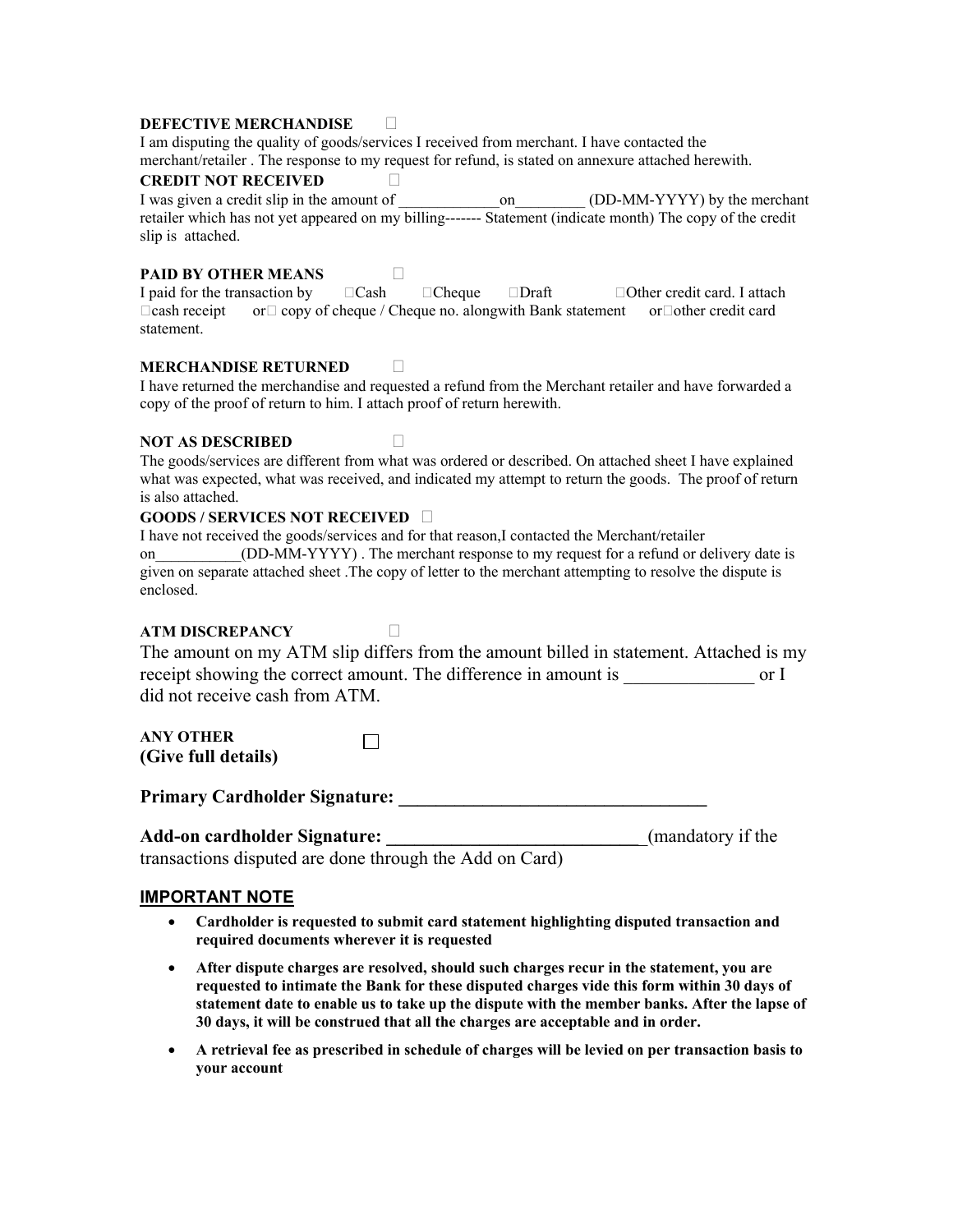**DEFECTIVE MERCHANDISE** ☐

I am disputing the quality of goods/services I received from merchant. I have contacted the merchant/retailer . The response to my request for refund, is stated on annexure attached herewith.

**CREDIT NOT RECEIVED** ☐

I was given a credit slip in the amount of _____________on_________ (DD-MM-YYYY) by the merchant retailer which has not yet appeared on my billing------- Statement (indicate month) The copy of the credit slip is attached.

**PAID BY OTHER MEANS** ☐

I paid for the transaction by ☐Cash ☐Cheque ☐Draft ☐Other credit card. I attach ☐cash receipt or☐ copy of cheque / Cheque no. alongwith Bank statement or☐other credit card statement.

**MERCHANDISE RETURNED** ☐

I have returned the merchandise and requested a refund from the Merchant retailer and have forwarded a copy of the proof of return to him. I attach proof of return herewith.

**NOT AS DESCRIBED** ☐

The goods/services are different from what was ordered or described. On attached sheet I have explained what was expected, what was received, and indicated my attempt to return the goods. The proof of return is also attached.

**GOODS / SERVICES NOT RECEIVED** ☐

I have not received the goods/services and for that reason,I contacted the Merchant/retailer on___________(DD-MM-YYYY) . The merchant response to my request for a refund or delivery date is given on separate attached sheet .The copy of letter to the merchant attempting to resolve the dispute is enclosed.

**ATM DISCREPANCY** ☐

The amount on my ATM slip differs from the amount billed in statement. Attached is my receipt showing the correct amount. The difference in amount is ______________ or I did not receive cash from ATM.

**ANY OTHER** ☐
**(Give full details)**

**Primary Cardholder Signature: ________________________________**

**Add-on cardholder Signature: ___________________________**(mandatory if the transactions disputed are done through the Add on Card)

## IMPORTANT NOTE

- **Cardholder is requested to submit card statement highlighting disputed transaction and required documents wherever it is requested**
- **After dispute charges are resolved, should such charges recur in the statement, you are requested to intimate the Bank for these disputed charges vide this form within 30 days of statement date to enable us to take up the dispute with the member banks. After the lapse of 30 days, it will be construed that all the charges are acceptable and in order.**
- **A retrieval fee as prescribed in schedule of charges will be levied on per transaction basis to your account**